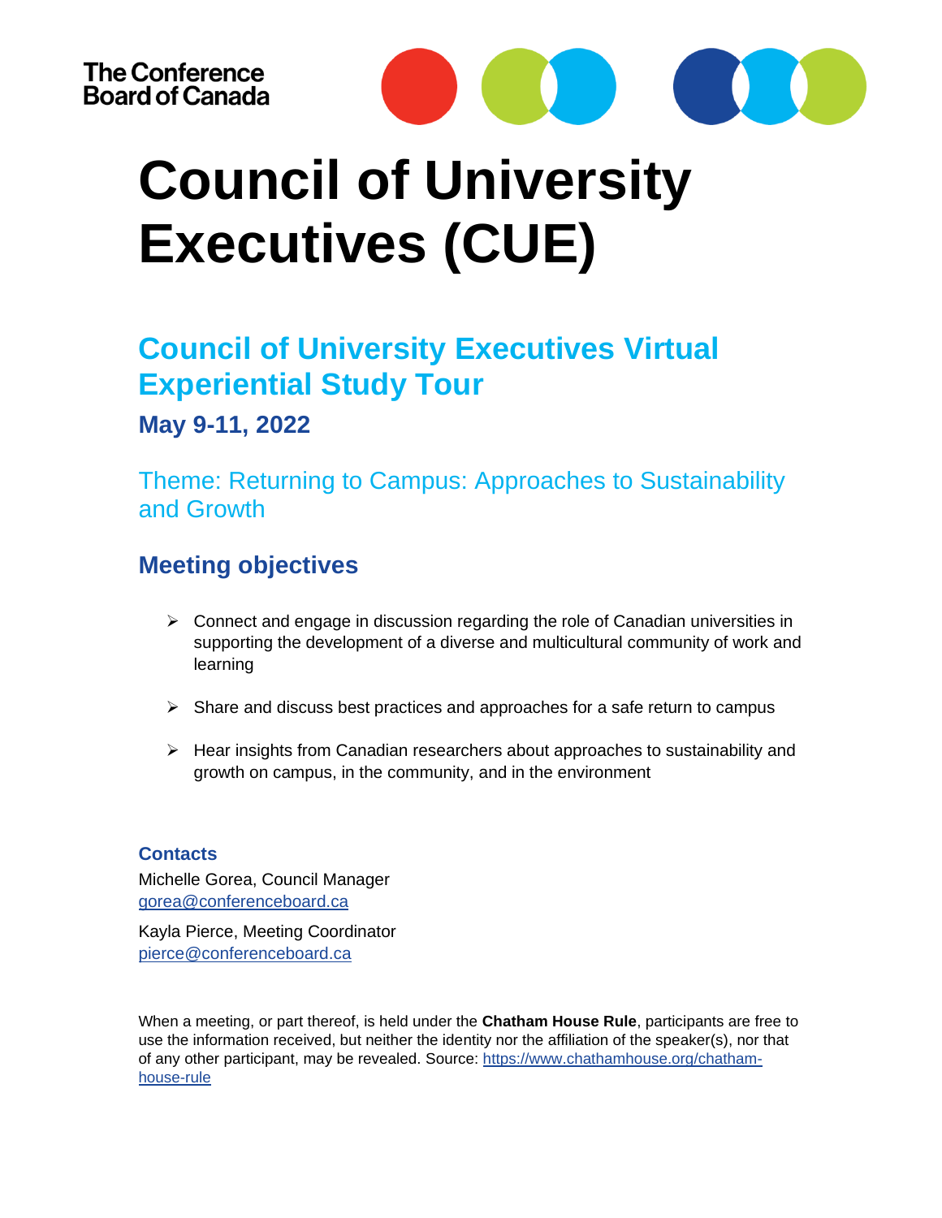The Conference Board of Canada

# Council of University Executives (CUE)

## Council of University Executives Virtual Experiential Study Tour

### May 9-11, 2022

Theme: Returning to Campus: Approaches to Sustainability and Growth

## Meeting objectives

- Connect and engage in discussion regarding the role of Canadian universities in supporting the development of a diverse and multicultural community of work and learning
- Share and discuss best practices and approaches for a safe return to campus
- Hear insights from Canadian researchers about approaches to sustainability and growth on campus, in the community, and in the environment

### Contacts

Michelle Gorea, Council Manager
gorea@conferenceboard.ca

Kayla Pierce, Meeting Coordinator
pierce@conferenceboard.ca

When a meeting, or part thereof, is held under the **Chatham House Rule**, participants are free to use the information received, but neither the identity nor the affiliation of the speaker(s), nor that of any other participant, may be revealed. Source: https://www.chathamhouse.org/chatham-house-rule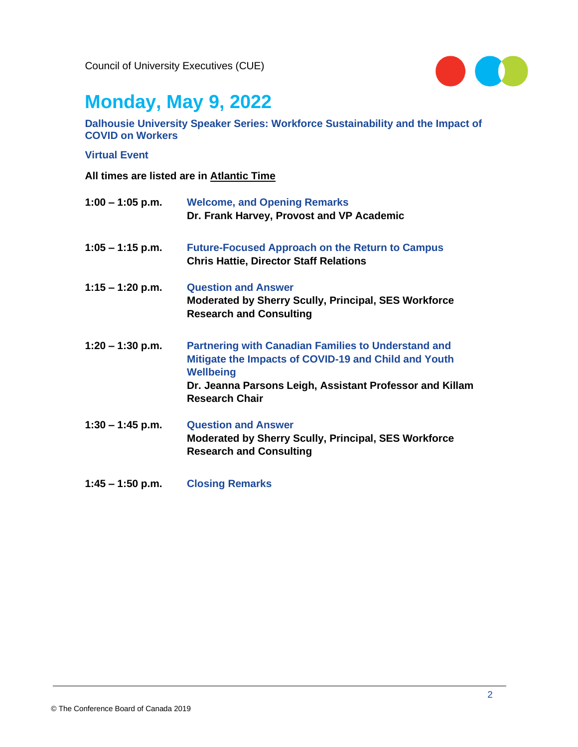# Monday, May 9, 2022

**Dalhousie University Speaker Series: Workforce Sustainability and the Impact of COVID on Workers**

**Virtual Event**

**All times are listed are in Atlantic Time**

| | |
|---|---|
| **1:00 – 1:05 p.m.** | **Welcome, and Opening Remarks**<br>**Dr. Frank Harvey, Provost and VP Academic** |
| **1:05 – 1:15 p.m.** | **Future-Focused Approach on the Return to Campus**<br>**Chris Hattie, Director Staff Relations** |
| **1:15 – 1:20 p.m.** | **Question and Answer**<br>**Moderated by Sherry Scully, Principal, SES Workforce Research and Consulting** |
| **1:20 – 1:30 p.m.** | **Partnering with Canadian Families to Understand and Mitigate the Impacts of COVID-19 and Child and Youth Wellbeing**<br>**Dr. Jeanna Parsons Leigh, Assistant Professor and Killam Research Chair** |
| **1:30 – 1:45 p.m.** | **Question and Answer**<br>**Moderated by Sherry Scully, Principal, SES Workforce Research and Consulting** |
| **1:45 – 1:50 p.m.** | **Closing Remarks** |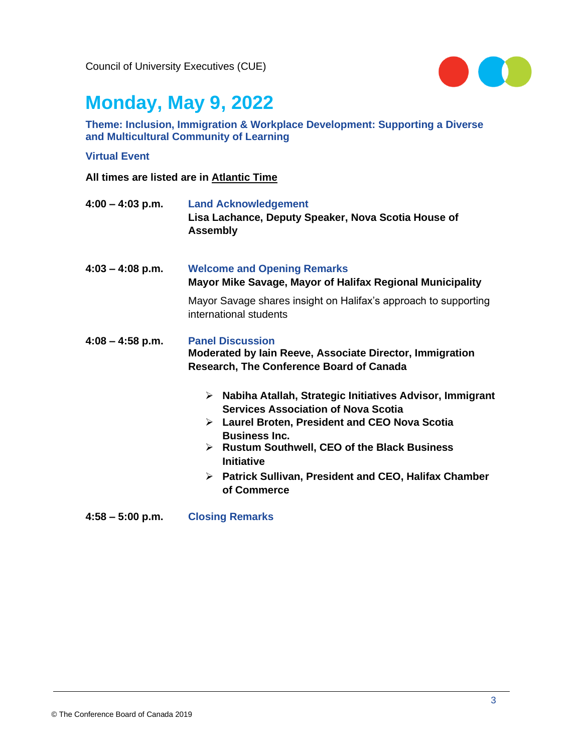Council of University Executives (CUE)

# Monday, May 9, 2022

**Theme: Inclusion, Immigration & Workplace Development: Supporting a Diverse and Multicultural Community of Learning**

**Virtual Event**

**All times are listed are in Atlantic Time**

**4:00 – 4:03 p.m.** **Land Acknowledgement**
**Lisa Lachance, Deputy Speaker, Nova Scotia House of Assembly**

**4:03 – 4:08 p.m.** **Welcome and Opening Remarks**
**Mayor Mike Savage, Mayor of Halifax Regional Municipality**

Mayor Savage shares insight on Halifax's approach to supporting international students

**4:08 – 4:58 p.m.** **Panel Discussion**
**Moderated by Iain Reeve, Associate Director, Immigration Research, The Conference Board of Canada**

- **Nabiha Atallah, Strategic Initiatives Advisor, Immigrant Services Association of Nova Scotia**
- **Laurel Broten, President and CEO Nova Scotia Business Inc.**
- **Rustum Southwell, CEO of the Black Business Initiative**
- **Patrick Sullivan, President and CEO, Halifax Chamber of Commerce**

**4:58 – 5:00 p.m.** **Closing Remarks**

© The Conference Board of Canada 2019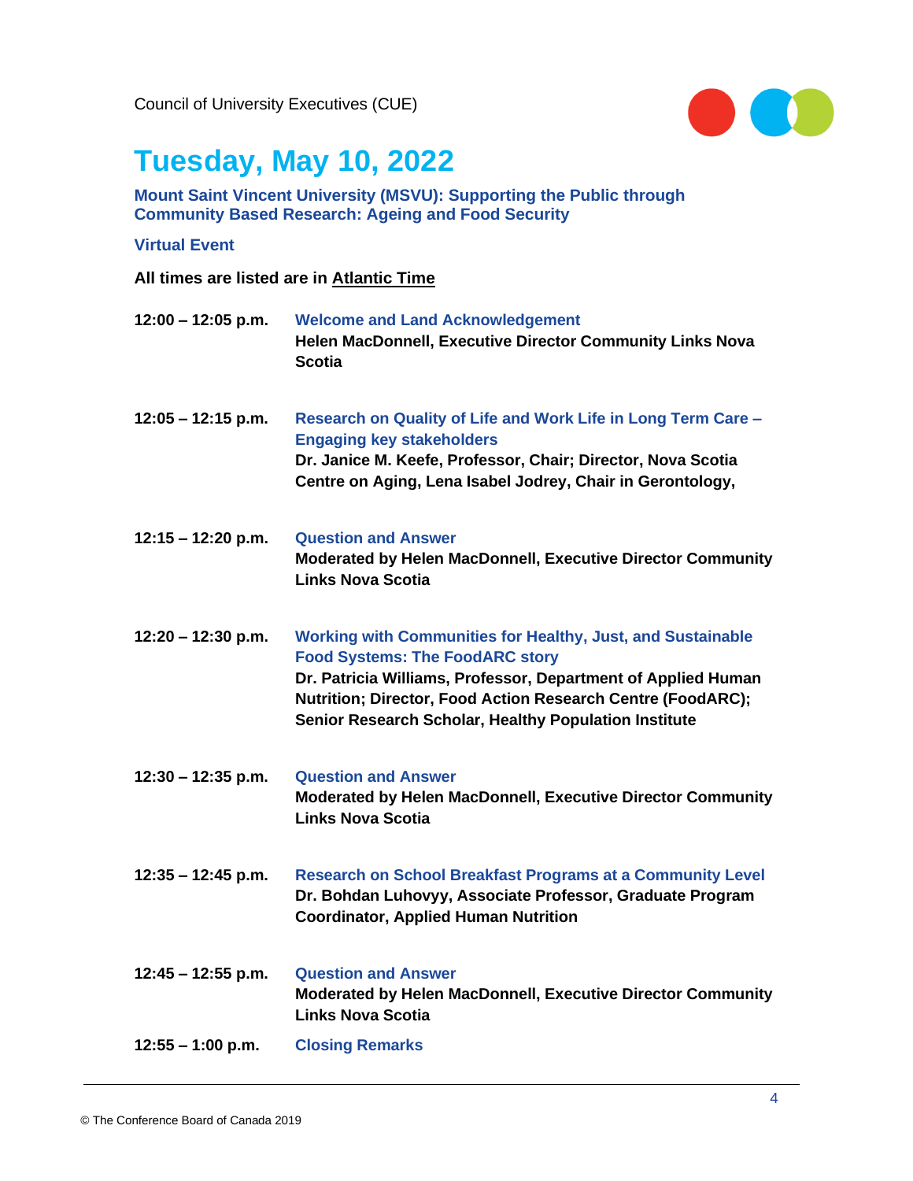Council of University Executives (CUE)

# Tuesday, May 10, 2022

**Mount Saint Vincent University (MSVU): Supporting the Public through Community Based Research: Ageing and Food Security**

**Virtual Event**

**All times are listed are in Atlantic Time**

| | |
|---|---|
| **12:00 – 12:05 p.m.** | **Welcome and Land Acknowledgement**<br>**Helen MacDonnell, Executive Director Community Links Nova Scotia** |
| **12:05 – 12:15 p.m.** | **Research on Quality of Life and Work Life in Long Term Care – Engaging key stakeholders**<br>**Dr. Janice M. Keefe, Professor, Chair; Director, Nova Scotia Centre on Aging, Lena Isabel Jodrey, Chair in Gerontology,** |
| **12:15 – 12:20 p.m.** | **Question and Answer**<br>**Moderated by Helen MacDonnell, Executive Director Community Links Nova Scotia** |
| **12:20 – 12:30 p.m.** | **Working with Communities for Healthy, Just, and Sustainable Food Systems: The FoodARC story**<br>**Dr. Patricia Williams, Professor, Department of Applied Human Nutrition; Director, Food Action Research Centre (FoodARC); Senior Research Scholar, Healthy Population Institute** |
| **12:30 – 12:35 p.m.** | **Question and Answer**<br>**Moderated by Helen MacDonnell, Executive Director Community Links Nova Scotia** |
| **12:35 – 12:45 p.m.** | **Research on School Breakfast Programs at a Community Level**<br>**Dr. Bohdan Luhovyy, Associate Professor, Graduate Program Coordinator, Applied Human Nutrition** |
| **12:45 – 12:55 p.m.** | **Question and Answer**<br>**Moderated by Helen MacDonnell, Executive Director Community Links Nova Scotia** |
| **12:55 – 1:00 p.m.** | **Closing Remarks** |

© The Conference Board of Canada 2019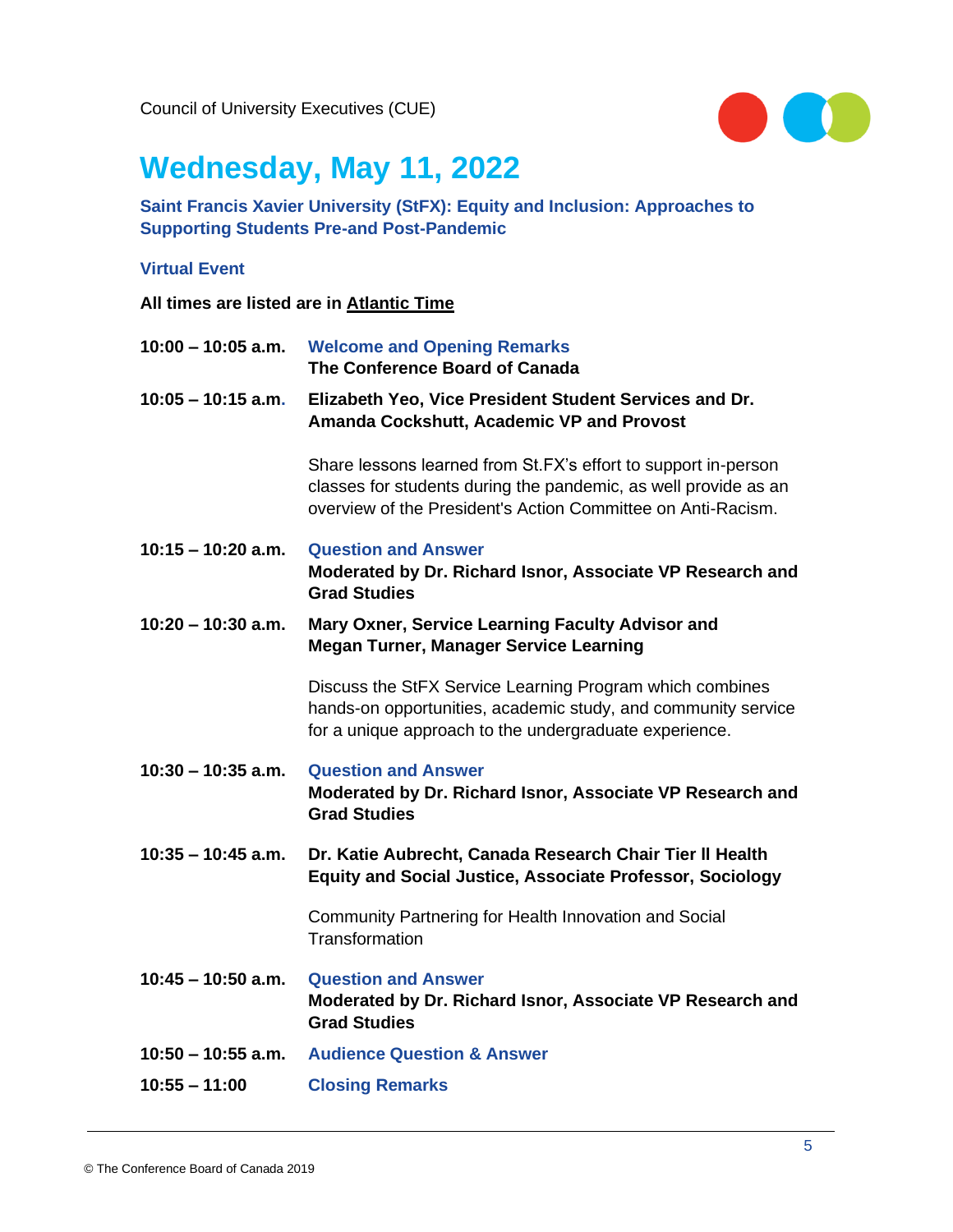Council of University Executives (CUE)

# Wednesday, May 11, 2022

**Saint Francis Xavier University (StFX): Equity and Inclusion: Approaches to Supporting Students Pre-and Post-Pandemic**

**Virtual Event**

**All times are listed are in Atlantic Time**

| | |
|---|---|
| **10:00 – 10:05 a.m.** | **Welcome and Opening Remarks**<br>**The Conference Board of Canada** |
| **10:05 – 10:15 a.m.** | **Elizabeth Yeo, Vice President Student Services and Dr. Amanda Cockshutt, Academic VP and Provost**<br><br>Share lessons learned from St.FX's effort to support in-person classes for students during the pandemic, as well provide as an overview of the President's Action Committee on Anti-Racism. |
| **10:15 – 10:20 a.m.** | **Question and Answer**<br>**Moderated by Dr. Richard Isnor, Associate VP Research and Grad Studies** |
| **10:20 – 10:30 a.m.** | **Mary Oxner, Service Learning Faculty Advisor and Megan Turner, Manager Service Learning**<br><br>Discuss the StFX Service Learning Program which combines hands-on opportunities, academic study, and community service for a unique approach to the undergraduate experience. |
| **10:30 – 10:35 a.m.** | **Question and Answer**<br>**Moderated by Dr. Richard Isnor, Associate VP Research and Grad Studies** |
| **10:35 – 10:45 a.m.** | **Dr. Katie Aubrecht, Canada Research Chair Tier II Health Equity and Social Justice, Associate Professor, Sociology**<br><br>Community Partnering for Health Innovation and Social Transformation |
| **10:45 – 10:50 a.m.** | **Question and Answer**<br>**Moderated by Dr. Richard Isnor, Associate VP Research and Grad Studies** |
| **10:50 – 10:55 a.m.** | **Audience Question & Answer** |
| **10:55 – 11:00** | **Closing Remarks** |

© The Conference Board of Canada 2019